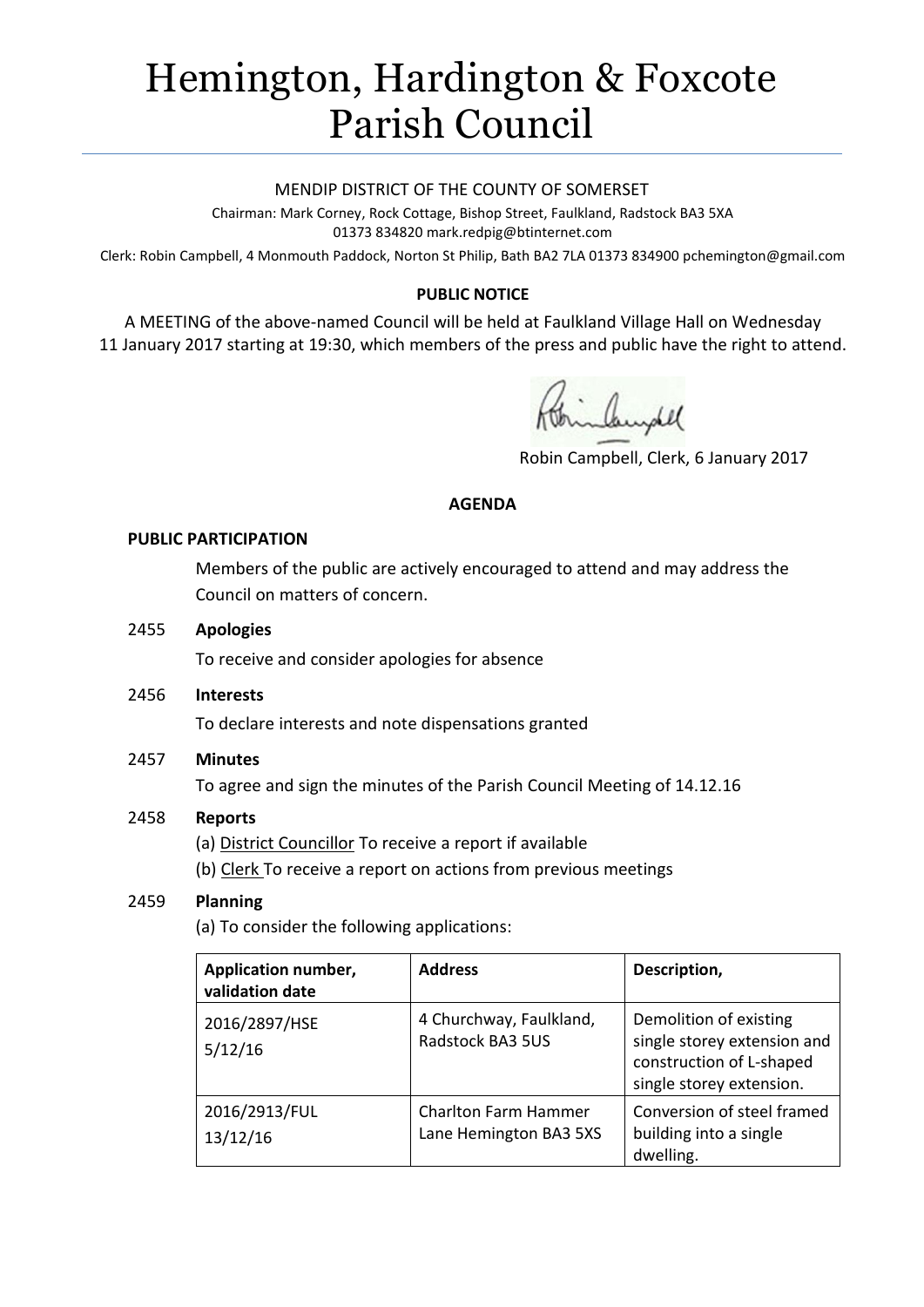# Hemington, Hardington & Foxcote Parish Council

MENDIP DISTRICT OF THE COUNTY OF SOMERSET

Chairman: Mark Corney, Rock Cottage, Bishop Street, Faulkland, Radstock BA3 5XA
01373 834820 mark.redpig@btinternet.com

Clerk: Robin Campbell, 4 Monmouth Paddock, Norton St Philip, Bath BA2 7LA 01373 834900 pchemington@gmail.com

**PUBLIC NOTICE**

A MEETING of the above-named Council will be held at Faulkland Village Hall on Wednesday 11 January 2017 starting at 19:30, which members of the press and public have the right to attend.

Robin Campbell, Clerk, 6 January 2017

**AGENDA**

**PUBLIC PARTICIPATION**

Members of the public are actively encouraged to attend and may address the Council on matters of concern.

2455 **Apologies**

To receive and consider apologies for absence

2456 **Interests**

To declare interests and note dispensations granted

2457 **Minutes**

To agree and sign the minutes of the Parish Council Meeting of 14.12.16

2458 **Reports**

(a) District Councillor To receive a report if available

(b) Clerk To receive a report on actions from previous meetings

2459 **Planning**

(a) To consider the following applications:

| Application number, validation date | Address | Description, |
|---|---|---|
| 2016/2897/HSE 5/12/16 | 4 Churchway, Faulkland, Radstock BA3 5US | Demolition of existing single storey extension and construction of L-shaped single storey extension. |
| 2016/2913/FUL 13/12/16 | Charlton Farm Hammer Lane Hemington BA3 5XS | Conversion of steel framed building into a single dwelling. |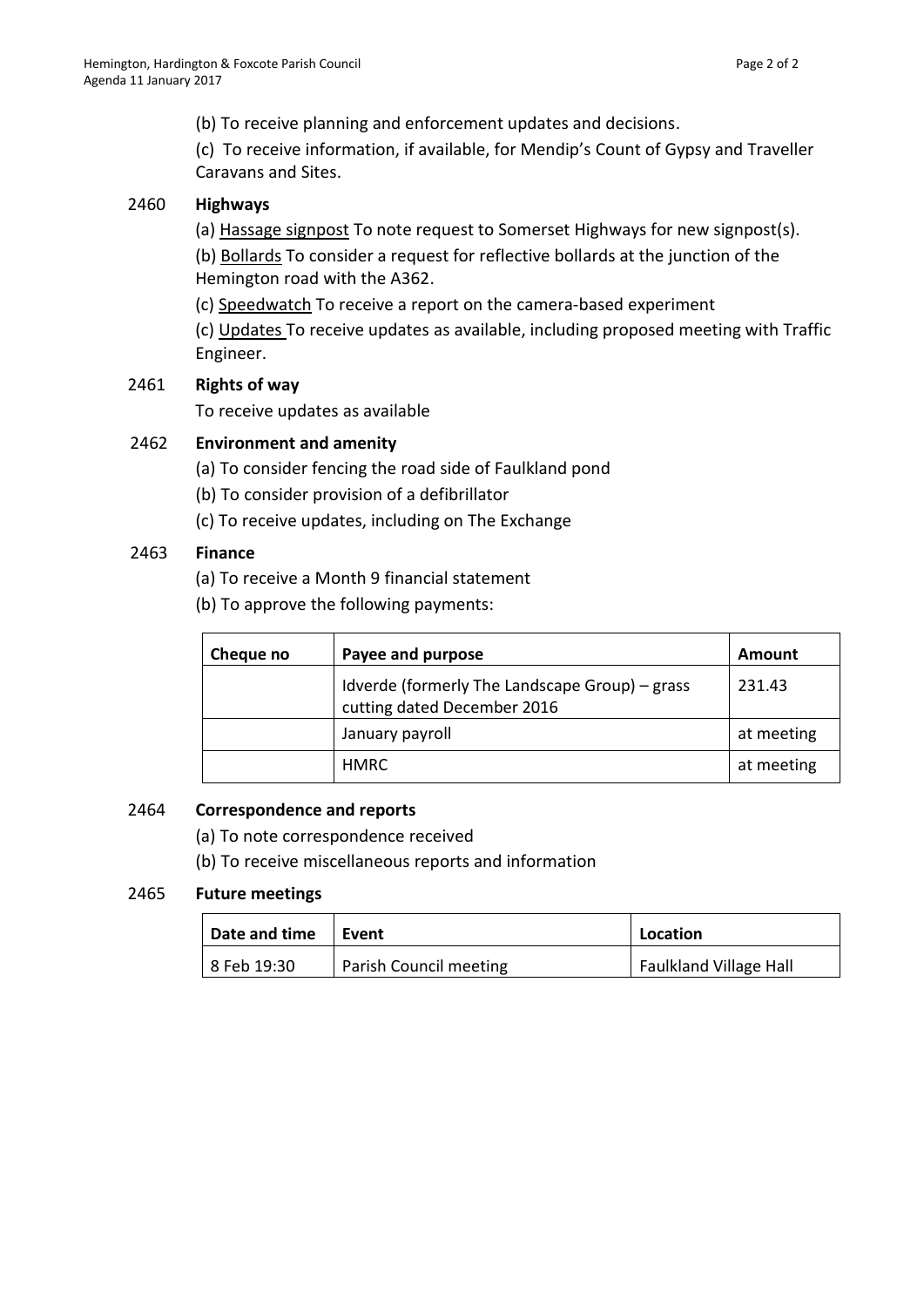(b) To receive planning and enforcement updates and decisions.

(c) To receive information, if available, for Mendip's Count of Gypsy and Traveller Caravans and Sites.

2460 **Highways**

(a) Hassage signpost To note request to Somerset Highways for new signpost(s).

(b) Bollards To consider a request for reflective bollards at the junction of the Hemington road with the A362.

(c) Speedwatch To receive a report on the camera-based experiment

(c) Updates To receive updates as available, including proposed meeting with Traffic Engineer.

2461 **Rights of way**

To receive updates as available

2462 **Environment and amenity**

(a) To consider fencing the road side of Faulkland pond

(b) To consider provision of a defibrillator

(c) To receive updates, including on The Exchange

2463 **Finance**

(a) To receive a Month 9 financial statement

(b) To approve the following payments:

| Cheque no | Payee and purpose | Amount |
|---|---|---|
| | Idverde (formerly The Landscape Group) – grass cutting dated December 2016 | 231.43 |
| | January payroll | at meeting |
| | HMRC | at meeting |

2464 **Correspondence and reports**

(a) To note correspondence received

(b) To receive miscellaneous reports and information

2465 **Future meetings**

| Date and time | Event | Location |
|---|---|---|
| 8 Feb 19:30 | Parish Council meeting | Faulkland Village Hall |